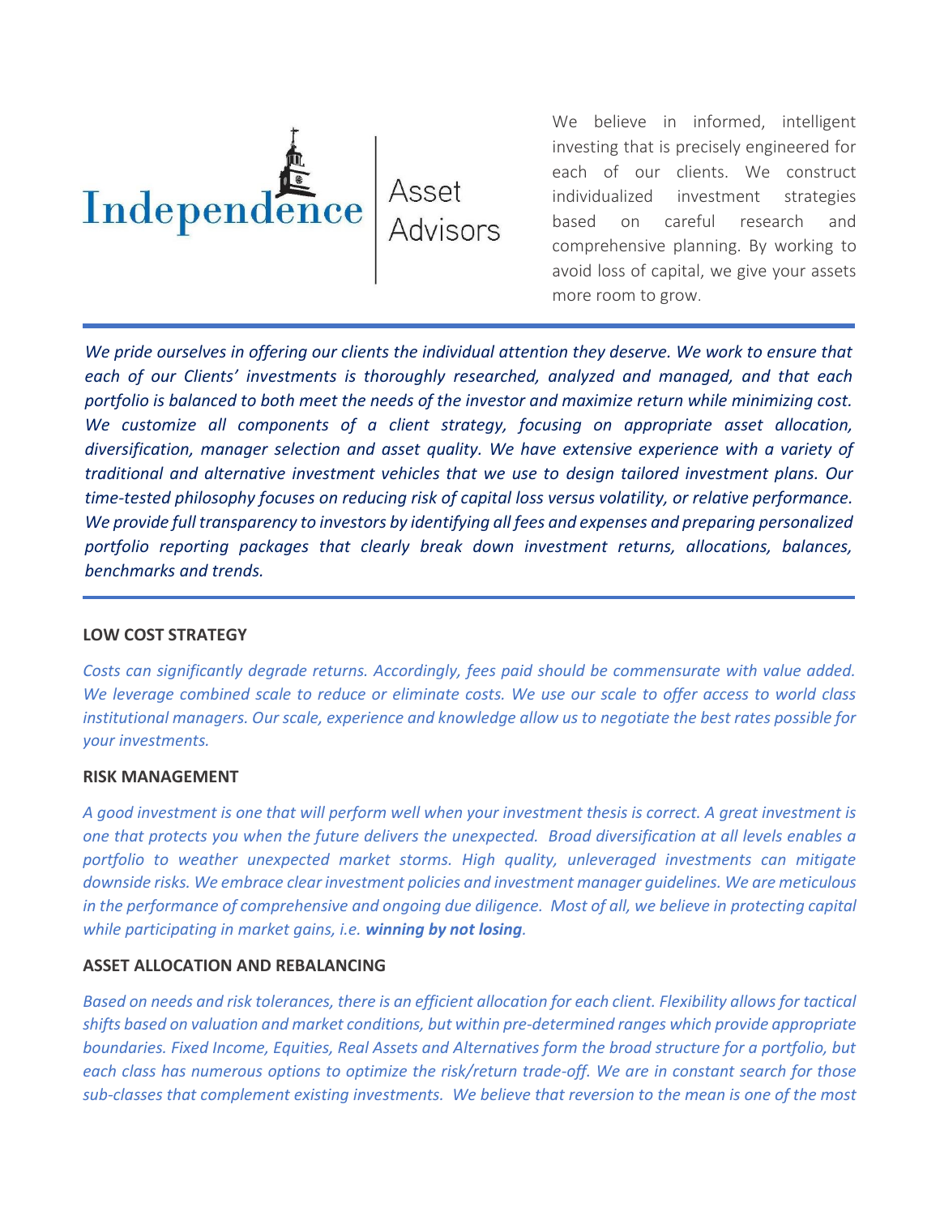# Independence Asset Advisors

We believe in informed, intelligent investing that is precisely engineered for each of our clients. We construct individualized investment strategies based on careful research and comprehensive planning. By working to avoid loss of capital, we give your assets more room to grow.

---

*We pride ourselves in offering our clients the individual attention they deserve. We work to ensure that each of our Clients' investments is thoroughly researched, analyzed and managed, and that each portfolio is balanced to both meet the needs of the investor and maximize return while minimizing cost. We customize all components of a client strategy, focusing on appropriate asset allocation, diversification, manager selection and asset quality. We have extensive experience with a variety of traditional and alternative investment vehicles that we use to design tailored investment plans. Our time-tested philosophy focuses on reducing risk of capital loss versus volatility, or relative performance. We provide full transparency to investors by identifying all fees and expenses and preparing personalized portfolio reporting packages that clearly break down investment returns, allocations, balances, benchmarks and trends.*

---

**LOW COST STRATEGY**

*Costs can significantly degrade returns. Accordingly, fees paid should be commensurate with value added. We leverage combined scale to reduce or eliminate costs. We use our scale to offer access to world class institutional managers. Our scale, experience and knowledge allow us to negotiate the best rates possible for your investments.*

**RISK MANAGEMENT**

*A good investment is one that will perform well when your investment thesis is correct. A great investment is one that protects you when the future delivers the unexpected. Broad diversification at all levels enables a portfolio to weather unexpected market storms. High quality, unleveraged investments can mitigate downside risks. We embrace clear investment policies and investment manager guidelines. We are meticulous in the performance of comprehensive and ongoing due diligence. Most of all, we believe in protecting capital while participating in market gains, i.e.* ***winning by not losing****.*

**ASSET ALLOCATION AND REBALANCING**

*Based on needs and risk tolerances, there is an efficient allocation for each client. Flexibility allows for tactical shifts based on valuation and market conditions, but within pre-determined ranges which provide appropriate boundaries. Fixed Income, Equities, Real Assets and Alternatives form the broad structure for a portfolio, but each class has numerous options to optimize the risk/return trade-off. We are in constant search for those sub-classes that complement existing investments. We believe that reversion to the mean is one of the most*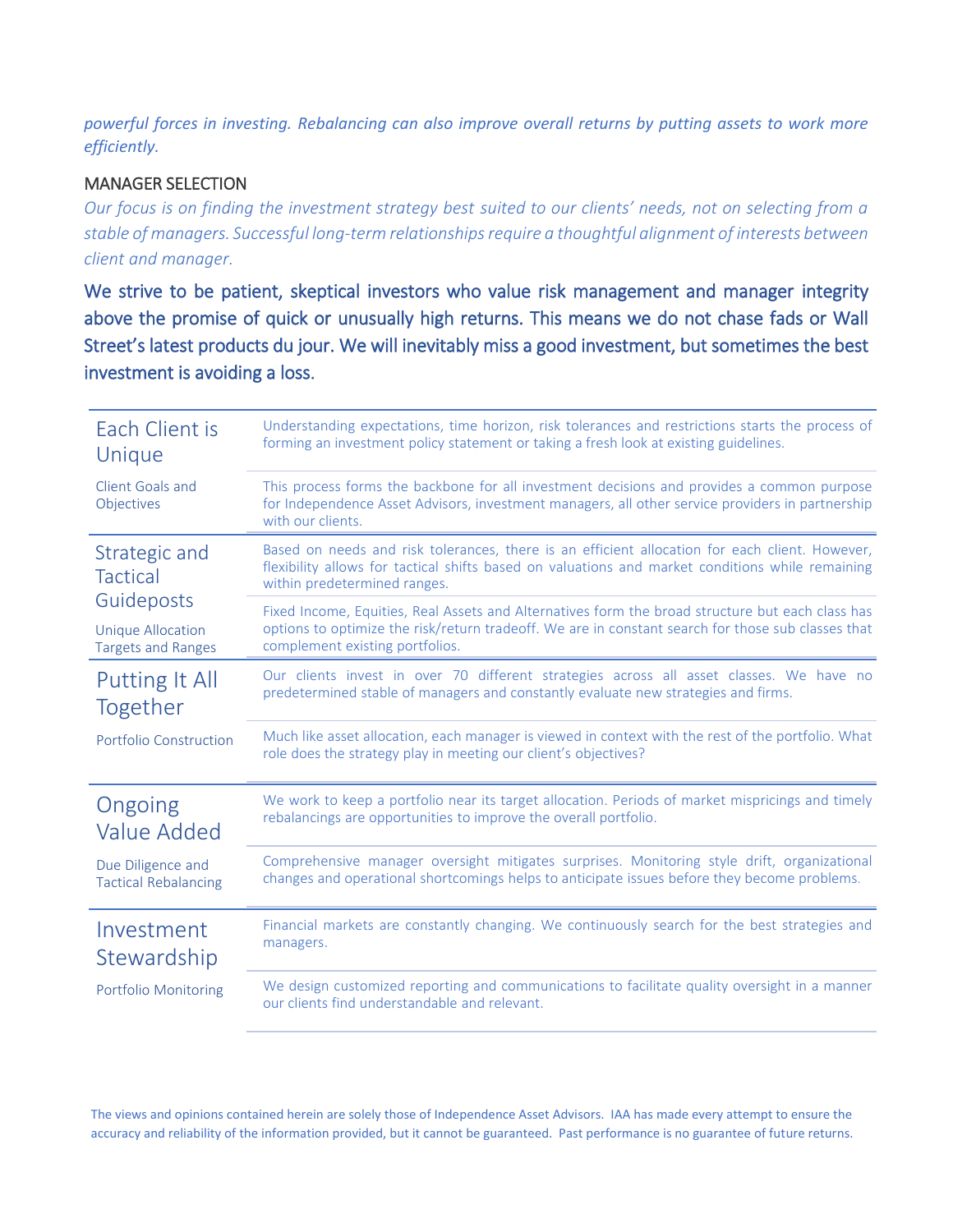*powerful forces in investing. Rebalancing can also improve overall returns by putting assets to work more efficiently.*

## MANAGER SELECTION

*Our focus is on finding the investment strategy best suited to our clients' needs, not on selecting from a stable of managers. Successful long-term relationships require a thoughtful alignment of interests between client and manager.*

**We strive to be patient, skeptical investors who value risk management and manager integrity above the promise of quick or unusually high returns. This means we do not chase fads or Wall Street's latest products du jour. We will inevitably miss a good investment, but sometimes the best investment is avoiding a loss.**

| | |
|---|---|
| **Each Client is Unique** | Understanding expectations, time horizon, risk tolerances and restrictions starts the process of forming an investment policy statement or taking a fresh look at existing guidelines. |
| Client Goals and Objectives | This process forms the backbone for all investment decisions and provides a common purpose for Independence Asset Advisors, investment managers, all other service providers in partnership with our clients. |
| **Strategic and Tactical Guideposts** | Based on needs and risk tolerances, there is an efficient allocation for each client. However, flexibility allows for tactical shifts based on valuations and market conditions while remaining within predetermined ranges. |
| Unique Allocation Targets and Ranges | Fixed Income, Equities, Real Assets and Alternatives form the broad structure but each class has options to optimize the risk/return tradeoff. We are in constant search for those sub classes that complement existing portfolios. |
| **Putting It All Together** | Our clients invest in over 70 different strategies across all asset classes. We have no predetermined stable of managers and constantly evaluate new strategies and firms. |
| Portfolio Construction | Much like asset allocation, each manager is viewed in context with the rest of the portfolio. What role does the strategy play in meeting our client's objectives? |
| **Ongoing Value Added** | We work to keep a portfolio near its target allocation. Periods of market mispricings and timely rebalancings are opportunities to improve the overall portfolio. |
| Due Diligence and Tactical Rebalancing | Comprehensive manager oversight mitigates surprises. Monitoring style drift, organizational changes and operational shortcomings helps to anticipate issues before they become problems. |
| **Investment Stewardship** | Financial markets are constantly changing. We continuously search for the best strategies and managers. |
| Portfolio Monitoring | We design customized reporting and communications to facilitate quality oversight in a manner our clients find understandable and relevant. |

The views and opinions contained herein are solely those of Independence Asset Advisors. IAA has made every attempt to ensure the accuracy and reliability of the information provided, but it cannot be guaranteed. Past performance is no guarantee of future returns.